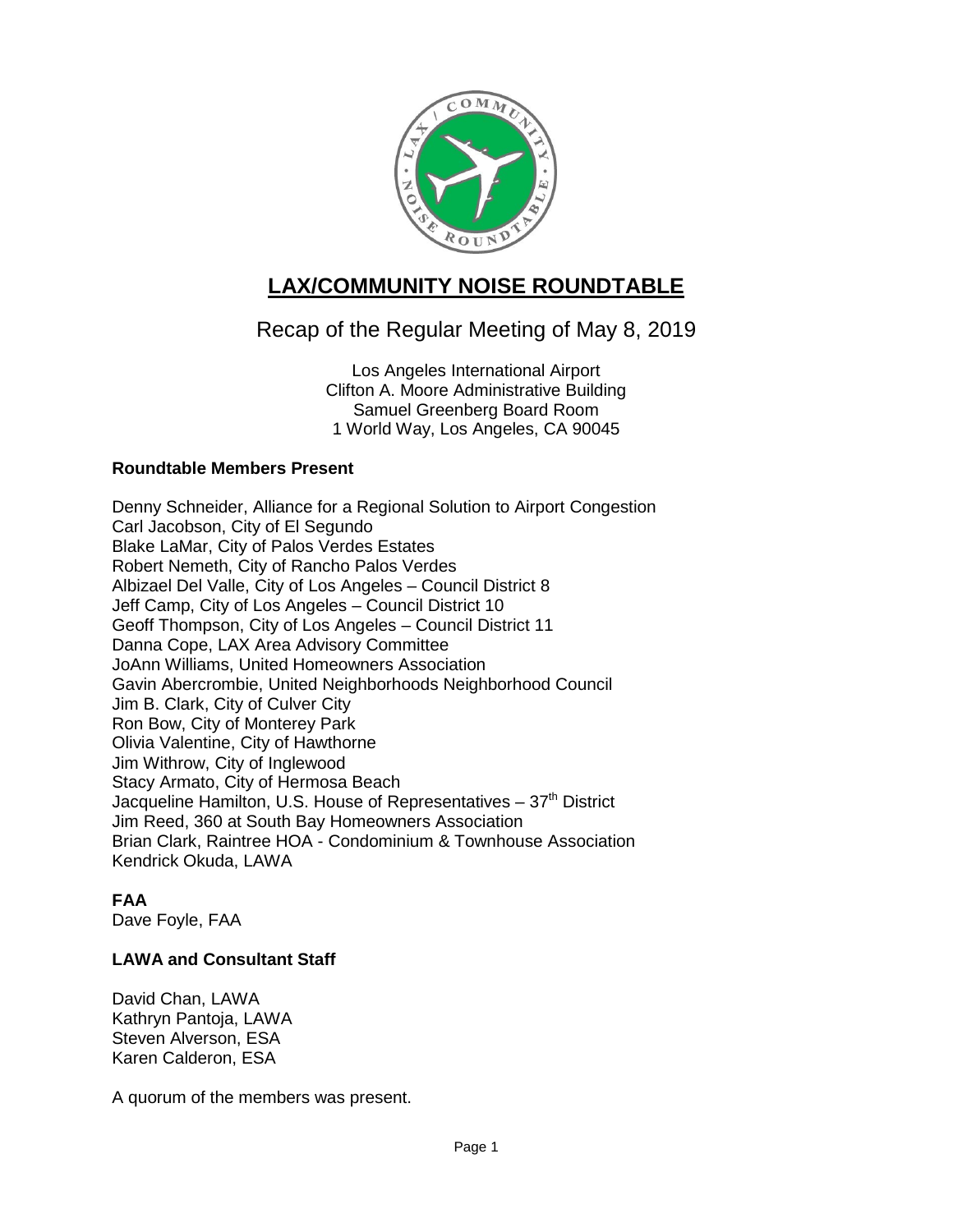# LAX/COMMUNITY NOISE ROUNDTABLE

## Recap of the Regular Meeting of May 8, 2019

Los Angeles International Airport
Clifton A. Moore Administrative Building
Samuel Greenberg Board Room
1 World Way, Los Angeles, CA 90045

### Roundtable Members Present

Denny Schneider, Alliance for a Regional Solution to Airport Congestion
Carl Jacobson, City of El Segundo
Blake LaMar, City of Palos Verdes Estates
Robert Nemeth, City of Rancho Palos Verdes
Albizael Del Valle, City of Los Angeles – Council District 8
Jeff Camp, City of Los Angeles – Council District 10
Geoff Thompson, City of Los Angeles – Council District 11
Danna Cope, LAX Area Advisory Committee
JoAnn Williams, United Homeowners Association
Gavin Abercrombie, United Neighborhoods Neighborhood Council
Jim B. Clark, City of Culver City
Ron Bow, City of Monterey Park
Olivia Valentine, City of Hawthorne
Jim Withrow, City of Inglewood
Stacy Armato, City of Hermosa Beach
Jacqueline Hamilton, U.S. House of Representatives – 37th District
Jim Reed, 360 at South Bay Homeowners Association
Brian Clark, Raintree HOA - Condominium & Townhouse Association
Kendrick Okuda, LAWA

### FAA

Dave Foyle, FAA

### LAWA and Consultant Staff

David Chan, LAWA
Kathryn Pantoja, LAWA
Steven Alverson, ESA
Karen Calderon, ESA

A quorum of the members was present.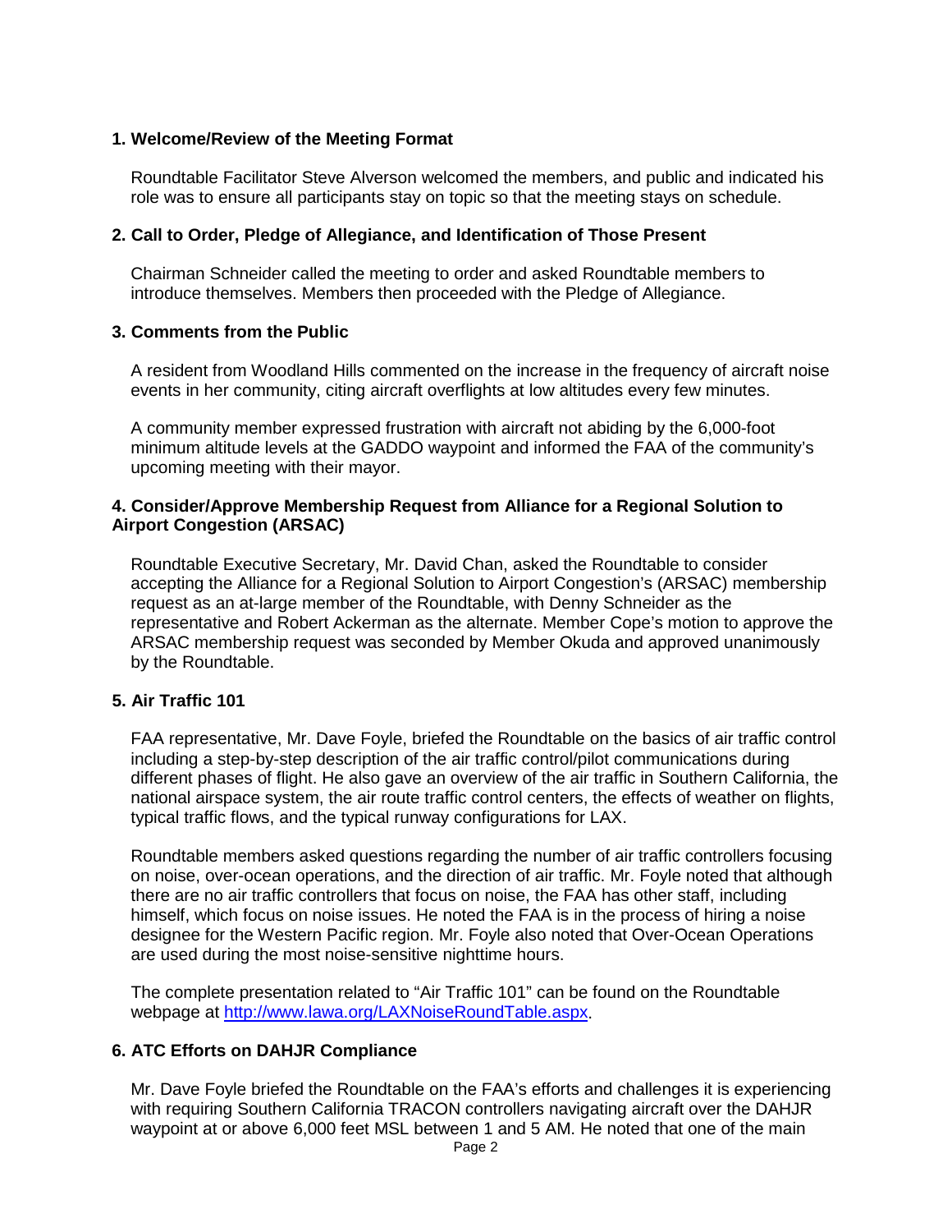**1. Welcome/Review of the Meeting Format**

Roundtable Facilitator Steve Alverson welcomed the members, and public and indicated his role was to ensure all participants stay on topic so that the meeting stays on schedule.

**2. Call to Order, Pledge of Allegiance, and Identification of Those Present**

Chairman Schneider called the meeting to order and asked Roundtable members to introduce themselves. Members then proceeded with the Pledge of Allegiance.

**3. Comments from the Public**

A resident from Woodland Hills commented on the increase in the frequency of aircraft noise events in her community, citing aircraft overflights at low altitudes every few minutes.

A community member expressed frustration with aircraft not abiding by the 6,000-foot minimum altitude levels at the GADDO waypoint and informed the FAA of the community's upcoming meeting with their mayor.

**4. Consider/Approve Membership Request from Alliance for a Regional Solution to Airport Congestion (ARSAC)**

Roundtable Executive Secretary, Mr. David Chan, asked the Roundtable to consider accepting the Alliance for a Regional Solution to Airport Congestion's (ARSAC) membership request as an at-large member of the Roundtable, with Denny Schneider as the representative and Robert Ackerman as the alternate. Member Cope's motion to approve the ARSAC membership request was seconded by Member Okuda and approved unanimously by the Roundtable.

**5. Air Traffic 101**

FAA representative, Mr. Dave Foyle, briefed the Roundtable on the basics of air traffic control including a step-by-step description of the air traffic control/pilot communications during different phases of flight. He also gave an overview of the air traffic in Southern California, the national airspace system, the air route traffic control centers, the effects of weather on flights, typical traffic flows, and the typical runway configurations for LAX.

Roundtable members asked questions regarding the number of air traffic controllers focusing on noise, over-ocean operations, and the direction of air traffic. Mr. Foyle noted that although there are no air traffic controllers that focus on noise, the FAA has other staff, including himself, which focus on noise issues. He noted the FAA is in the process of hiring a noise designee for the Western Pacific region. Mr. Foyle also noted that Over-Ocean Operations are used during the most noise-sensitive nighttime hours.

The complete presentation related to "Air Traffic 101" can be found on the Roundtable webpage at [http://www.lawa.org/LAXNoiseRoundTable.aspx](http://www.lawa.org/LAXNoiseRoundTable.aspx).

**6. ATC Efforts on DAHJR Compliance**

Mr. Dave Foyle briefed the Roundtable on the FAA's efforts and challenges it is experiencing with requiring Southern California TRACON controllers navigating aircraft over the DAHJR waypoint at or above 6,000 feet MSL between 1 and 5 AM. He noted that one of the main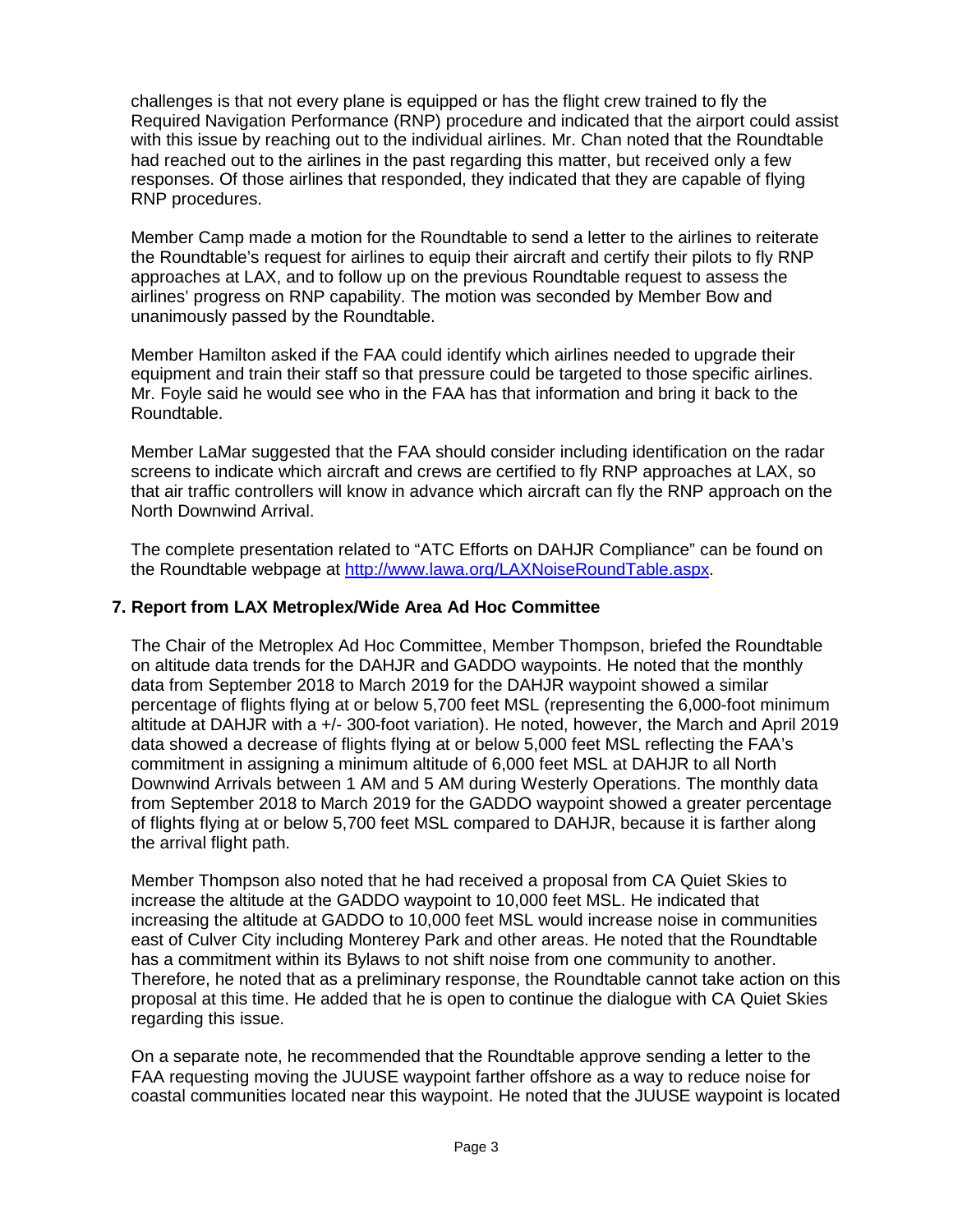challenges is that not every plane is equipped or has the flight crew trained to fly the Required Navigation Performance (RNP) procedure and indicated that the airport could assist with this issue by reaching out to the individual airlines. Mr. Chan noted that the Roundtable had reached out to the airlines in the past regarding this matter, but received only a few responses. Of those airlines that responded, they indicated that they are capable of flying RNP procedures.

Member Camp made a motion for the Roundtable to send a letter to the airlines to reiterate the Roundtable's request for airlines to equip their aircraft and certify their pilots to fly RNP approaches at LAX, and to follow up on the previous Roundtable request to assess the airlines' progress on RNP capability. The motion was seconded by Member Bow and unanimously passed by the Roundtable.

Member Hamilton asked if the FAA could identify which airlines needed to upgrade their equipment and train their staff so that pressure could be targeted to those specific airlines. Mr. Foyle said he would see who in the FAA has that information and bring it back to the Roundtable.

Member LaMar suggested that the FAA should consider including identification on the radar screens to indicate which aircraft and crews are certified to fly RNP approaches at LAX, so that air traffic controllers will know in advance which aircraft can fly the RNP approach on the North Downwind Arrival.

The complete presentation related to "ATC Efforts on DAHJR Compliance" can be found on the Roundtable webpage at [http://www.lawa.org/LAXNoiseRoundTable.aspx](http://www.lawa.org/LAXNoiseRoundTable.aspx).

## 7. Report from LAX Metroplex/Wide Area Ad Hoc Committee

The Chair of the Metroplex Ad Hoc Committee, Member Thompson, briefed the Roundtable on altitude data trends for the DAHJR and GADDO waypoints. He noted that the monthly data from September 2018 to March 2019 for the DAHJR waypoint showed a similar percentage of flights flying at or below 5,700 feet MSL (representing the 6,000-foot minimum altitude at DAHJR with a +/- 300-foot variation). He noted, however, the March and April 2019 data showed a decrease of flights flying at or below 5,000 feet MSL reflecting the FAA's commitment in assigning a minimum altitude of 6,000 feet MSL at DAHJR to all North Downwind Arrivals between 1 AM and 5 AM during Westerly Operations. The monthly data from September 2018 to March 2019 for the GADDO waypoint showed a greater percentage of flights flying at or below 5,700 feet MSL compared to DAHJR, because it is farther along the arrival flight path.

Member Thompson also noted that he had received a proposal from CA Quiet Skies to increase the altitude at the GADDO waypoint to 10,000 feet MSL. He indicated that increasing the altitude at GADDO to 10,000 feet MSL would increase noise in communities east of Culver City including Monterey Park and other areas. He noted that the Roundtable has a commitment within its Bylaws to not shift noise from one community to another. Therefore, he noted that as a preliminary response, the Roundtable cannot take action on this proposal at this time. He added that he is open to continue the dialogue with CA Quiet Skies regarding this issue.

On a separate note, he recommended that the Roundtable approve sending a letter to the FAA requesting moving the JUUSE waypoint farther offshore as a way to reduce noise for coastal communities located near this waypoint. He noted that the JUUSE waypoint is located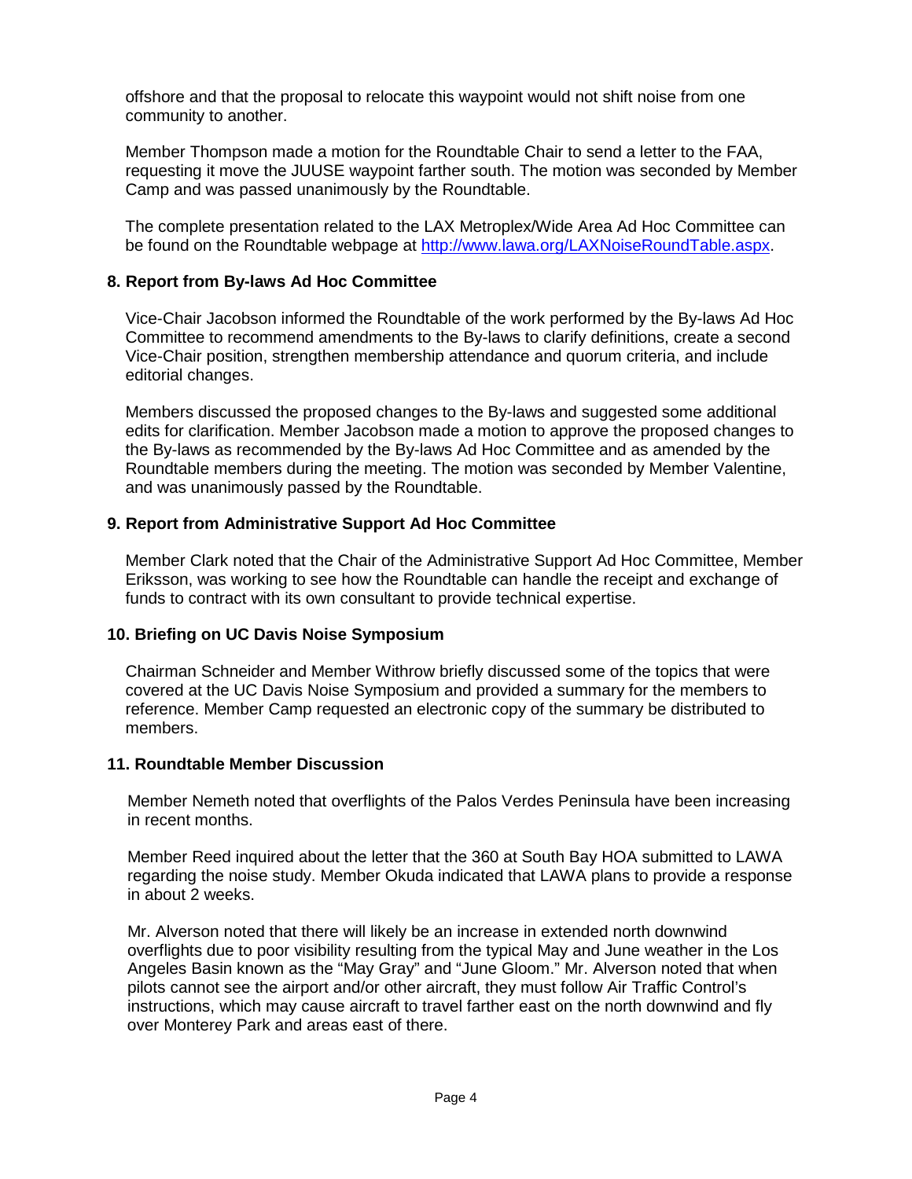offshore and that the proposal to relocate this waypoint would not shift noise from one community to another.

Member Thompson made a motion for the Roundtable Chair to send a letter to the FAA, requesting it move the JUUSE waypoint farther south. The motion was seconded by Member Camp and was passed unanimously by the Roundtable.

The complete presentation related to the LAX Metroplex/Wide Area Ad Hoc Committee can be found on the Roundtable webpage at http://www.lawa.org/LAXNoiseRoundTable.aspx.

### 8. Report from By-laws Ad Hoc Committee

Vice-Chair Jacobson informed the Roundtable of the work performed by the By-laws Ad Hoc Committee to recommend amendments to the By-laws to clarify definitions, create a second Vice-Chair position, strengthen membership attendance and quorum criteria, and include editorial changes.

Members discussed the proposed changes to the By-laws and suggested some additional edits for clarification. Member Jacobson made a motion to approve the proposed changes to the By-laws as recommended by the By-laws Ad Hoc Committee and as amended by the Roundtable members during the meeting. The motion was seconded by Member Valentine, and was unanimously passed by the Roundtable.

### 9. Report from Administrative Support Ad Hoc Committee

Member Clark noted that the Chair of the Administrative Support Ad Hoc Committee, Member Eriksson, was working to see how the Roundtable can handle the receipt and exchange of funds to contract with its own consultant to provide technical expertise.

### 10. Briefing on UC Davis Noise Symposium

Chairman Schneider and Member Withrow briefly discussed some of the topics that were covered at the UC Davis Noise Symposium and provided a summary for the members to reference. Member Camp requested an electronic copy of the summary be distributed to members.

### 11. Roundtable Member Discussion

Member Nemeth noted that overflights of the Palos Verdes Peninsula have been increasing in recent months.

Member Reed inquired about the letter that the 360 at South Bay HOA submitted to LAWA regarding the noise study. Member Okuda indicated that LAWA plans to provide a response in about 2 weeks.

Mr. Alverson noted that there will likely be an increase in extended north downwind overflights due to poor visibility resulting from the typical May and June weather in the Los Angeles Basin known as the "May Gray" and "June Gloom." Mr. Alverson noted that when pilots cannot see the airport and/or other aircraft, they must follow Air Traffic Control's instructions, which may cause aircraft to travel farther east on the north downwind and fly over Monterey Park and areas east of there.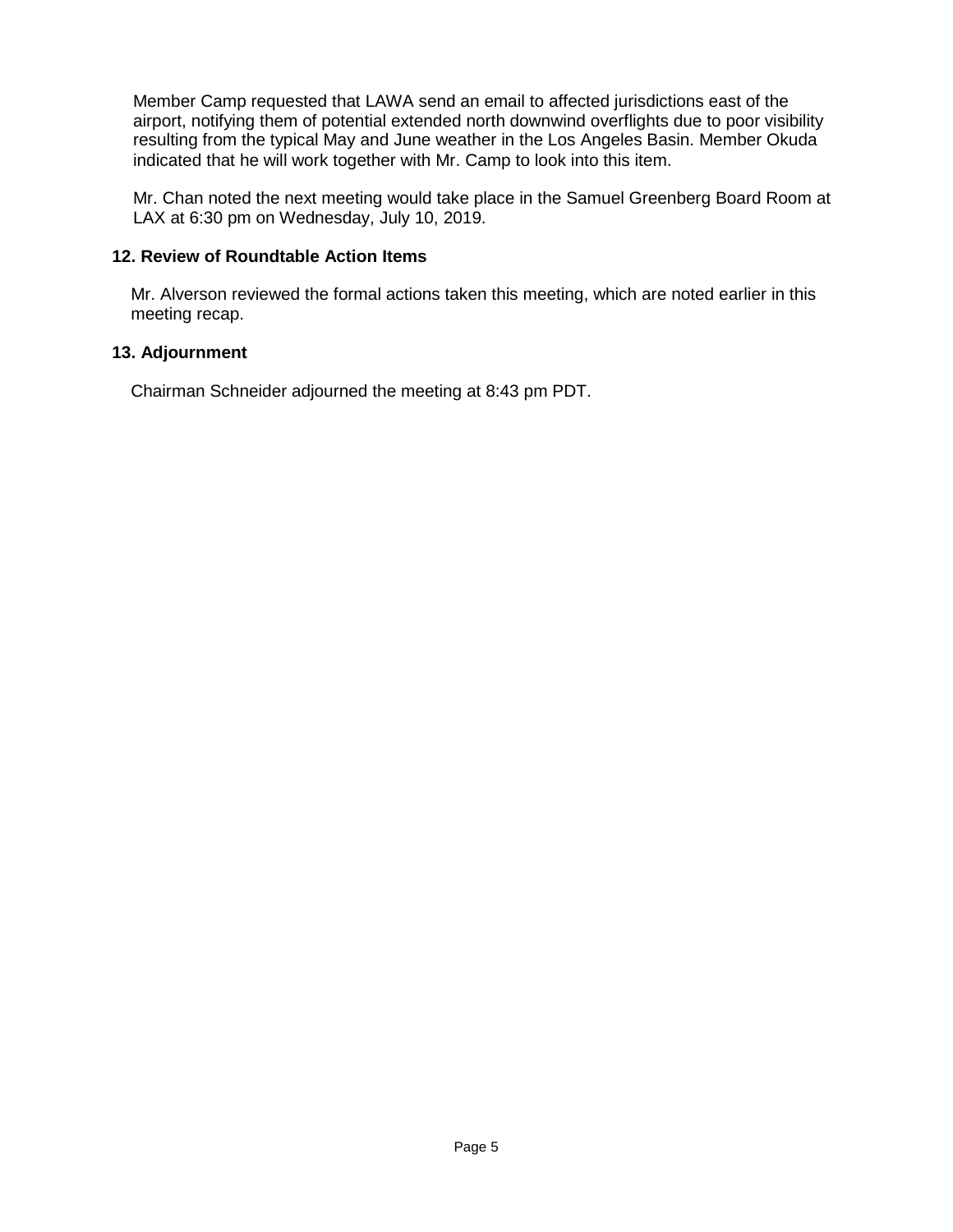Member Camp requested that LAWA send an email to affected jurisdictions east of the airport, notifying them of potential extended north downwind overflights due to poor visibility resulting from the typical May and June weather in the Los Angeles Basin. Member Okuda indicated that he will work together with Mr. Camp to look into this item.

Mr. Chan noted the next meeting would take place in the Samuel Greenberg Board Room at LAX at 6:30 pm on Wednesday, July 10, 2019.

## 12. Review of Roundtable Action Items

Mr. Alverson reviewed the formal actions taken this meeting, which are noted earlier in this meeting recap.

## 13. Adjournment

Chairman Schneider adjourned the meeting at 8:43 pm PDT.